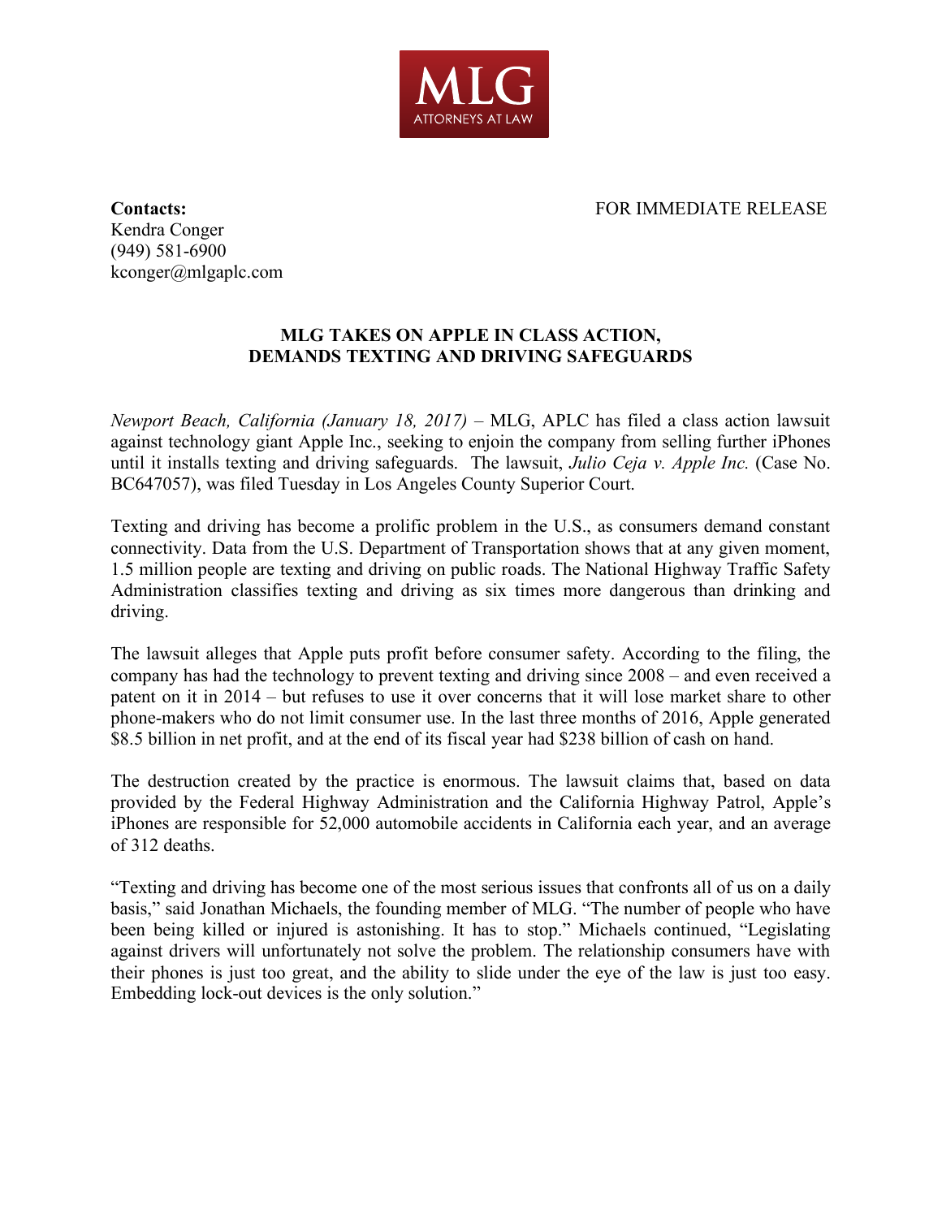MLG
ATTORNEYS AT LAW

**Contacts:**
Kendra Conger
(949) 581-6900
kconger@mlgaplc.com

FOR IMMEDIATE RELEASE

## MLG TAKES ON APPLE IN CLASS ACTION, DEMANDS TEXTING AND DRIVING SAFEGUARDS

*Newport Beach, California (January 18, 2017)* – MLG, APLC has filed a class action lawsuit against technology giant Apple Inc., seeking to enjoin the company from selling further iPhones until it installs texting and driving safeguards. The lawsuit, *Julio Ceja v. Apple Inc.* (Case No. BC647057), was filed Tuesday in Los Angeles County Superior Court.

Texting and driving has become a prolific problem in the U.S., as consumers demand constant connectivity. Data from the U.S. Department of Transportation shows that at any given moment, 1.5 million people are texting and driving on public roads. The National Highway Traffic Safety Administration classifies texting and driving as six times more dangerous than drinking and driving.

The lawsuit alleges that Apple puts profit before consumer safety. According to the filing, the company has had the technology to prevent texting and driving since 2008 – and even received a patent on it in 2014 – but refuses to use it over concerns that it will lose market share to other phone-makers who do not limit consumer use. In the last three months of 2016, Apple generated $8.5 billion in net profit, and at the end of its fiscal year had $238 billion of cash on hand.

The destruction created by the practice is enormous. The lawsuit claims that, based on data provided by the Federal Highway Administration and the California Highway Patrol, Apple's iPhones are responsible for 52,000 automobile accidents in California each year, and an average of 312 deaths.

"Texting and driving has become one of the most serious issues that confronts all of us on a daily basis," said Jonathan Michaels, the founding member of MLG. "The number of people who have been being killed or injured is astonishing. It has to stop." Michaels continued, "Legislating against drivers will unfortunately not solve the problem. The relationship consumers have with their phones is just too great, and the ability to slide under the eye of the law is just too easy. Embedding lock-out devices is the only solution."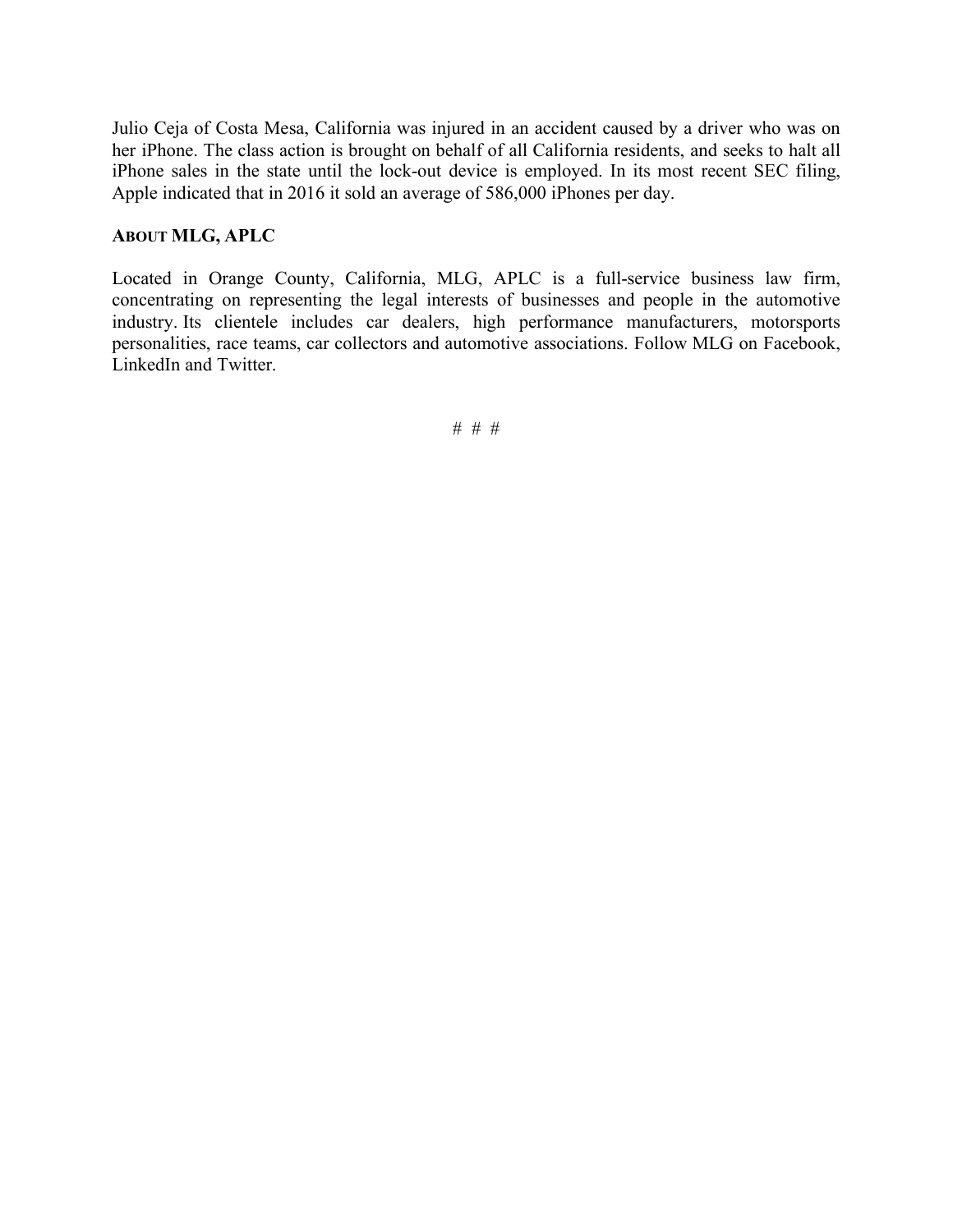Julio Ceja of Costa Mesa, California was injured in an accident caused by a driver who was on her iPhone. The class action is brought on behalf of all California residents, and seeks to halt all iPhone sales in the state until the lock-out device is employed. In its most recent SEC filing, Apple indicated that in 2016 it sold an average of 586,000 iPhones per day.

**About MLG, APLC**

Located in Orange County, California, MLG, APLC is a full-service business law firm, concentrating on representing the legal interests of businesses and people in the automotive industry. Its clientele includes car dealers, high performance manufacturers, motorsports personalities, race teams, car collectors and automotive associations. Follow MLG on Facebook, LinkedIn and Twitter.

# # #